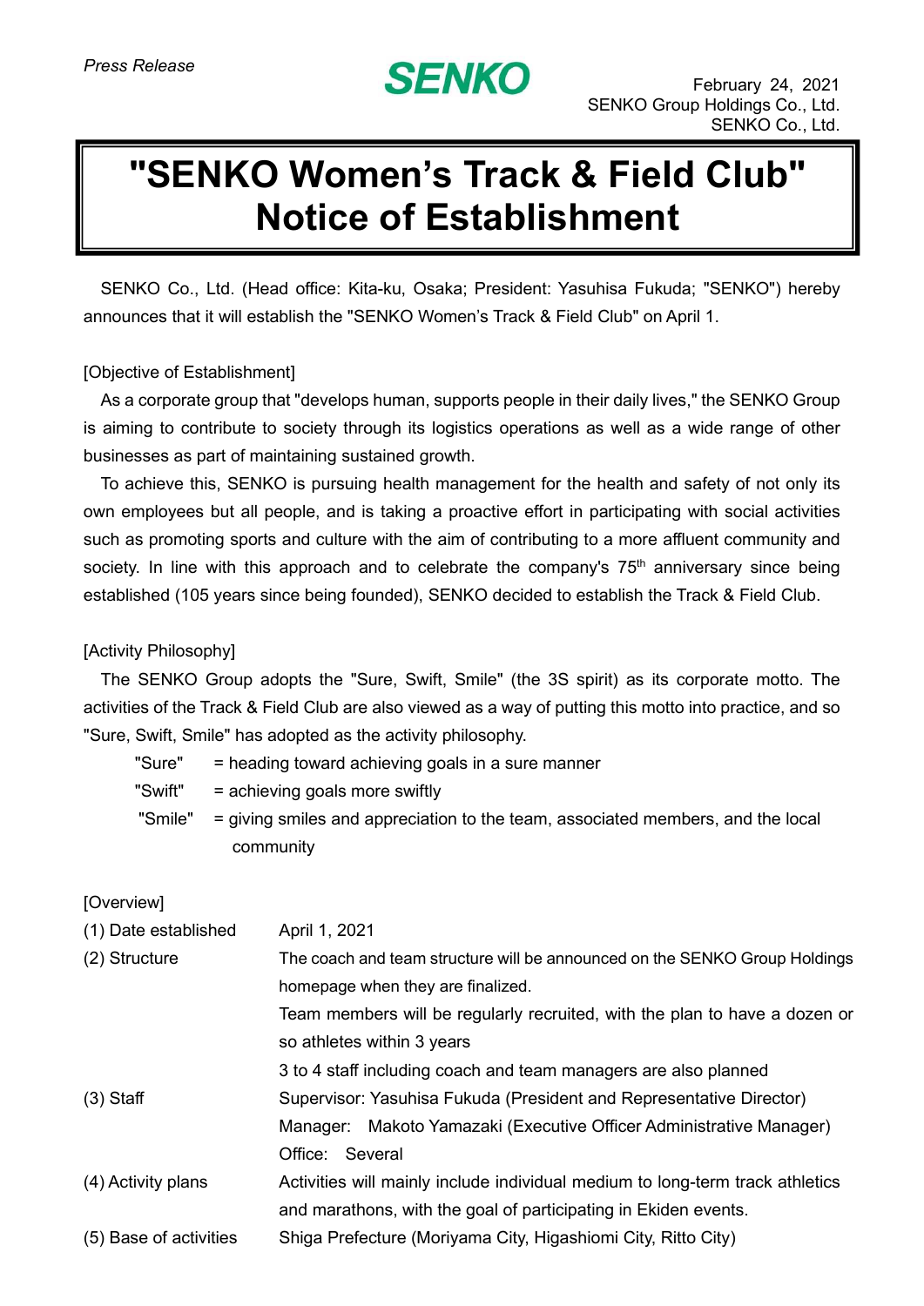*Press Release*

**SENKO**

February 24, 2021
SENKO Group Holdings Co., Ltd.
SENKO Co., Ltd.

# "SENKO Women's Track & Field Club" Notice of Establishment

SENKO Co., Ltd. (Head office: Kita-ku, Osaka; President: Yasuhisa Fukuda; "SENKO") hereby announces that it will establish the "SENKO Women's Track & Field Club" on April 1.

[Objective of Establishment]

As a corporate group that "develops human, supports people in their daily lives," the SENKO Group is aiming to contribute to society through its logistics operations as well as a wide range of other businesses as part of maintaining sustained growth.

To achieve this, SENKO is pursuing health management for the health and safety of not only its own employees but all people, and is taking a proactive effort in participating with social activities such as promoting sports and culture with the aim of contributing to a more affluent community and society. In line with this approach and to celebrate the company's 75th anniversary since being established (105 years since being founded), SENKO decided to establish the Track & Field Club.

[Activity Philosophy]

The SENKO Group adopts the "Sure, Swift, Smile" (the 3S spirit) as its corporate motto. The activities of the Track & Field Club are also viewed as a way of putting this motto into practice, and so "Sure, Swift, Smile" has adopted as the activity philosophy.

- "Sure" = heading toward achieving goals in a sure manner
- "Swift" = achieving goals more swiftly
- "Smile" = giving smiles and appreciation to the team, associated members, and the local community

[Overview]

| | |
|---|---|
| (1) Date established | April 1, 2021 |
| (2) Structure | The coach and team structure will be announced on the SENKO Group Holdings homepage when they are finalized.<br>Team members will be regularly recruited, with the plan to have a dozen or so athletes within 3 years<br>3 to 4 staff including coach and team managers are also planned |
| (3) Staff | Supervisor: Yasuhisa Fukuda (President and Representative Director)<br>Manager: Makoto Yamazaki (Executive Officer Administrative Manager)<br>Office: Several |
| (4) Activity plans | Activities will mainly include individual medium to long-term track athletics and marathons, with the goal of participating in Ekiden events. |
| (5) Base of activities | Shiga Prefecture (Moriyama City, Higashiomi City, Ritto City) |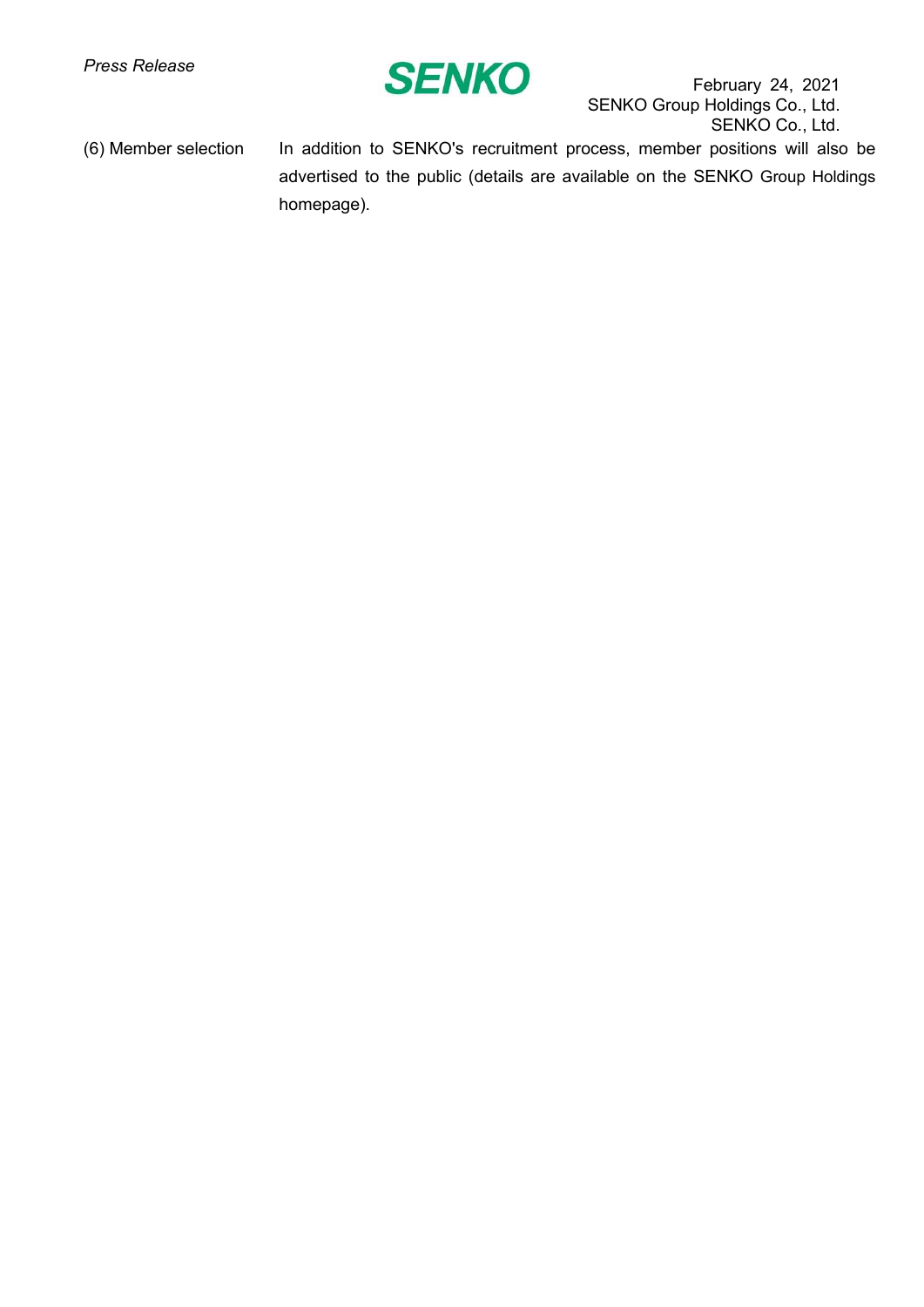(6) Member selection — In addition to SENKO's recruitment process, member positions will also be advertised to the public (details are available on the SENKO Group Holdings homepage).